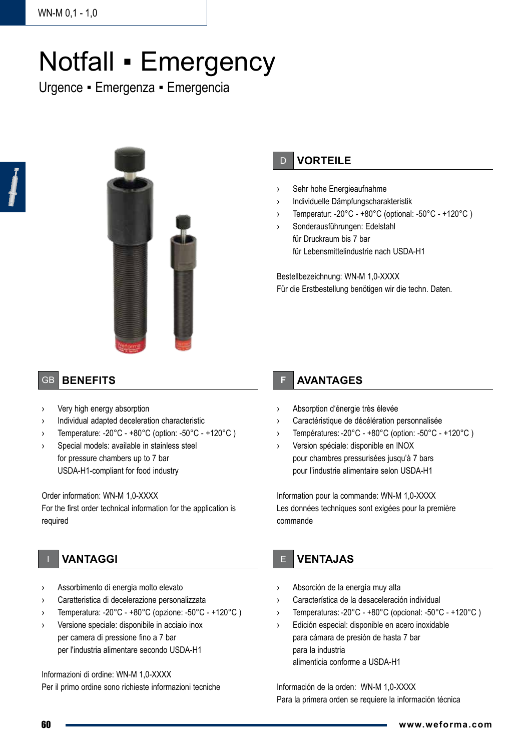WN-M 0,1 - 1,0

# Notfall ▪ Emergency

Urgence ▪ Emergenza ▪ Emergencia

## D VORTEILE

- Sehr hohe Energieaufnahme
- Individuelle Dämpfungscharakteristik
- Temperatur: -20°C - +80°C (optional: -50°C - +120°C )
- Sonderausführungen: Edelstahl
  für Druckraum bis 7 bar
  für Lebensmittelindustrie nach USDA-H1

Bestellbezeichnung: WN-M 1,0-XXXX
Für die Erstbestellung benötigen wir die techn. Daten.

## GB BENEFITS

- Very high energy absorption
- Individual adapted deceleration characteristic
- Temperature: -20°C - +80°C (option: -50°C - +120°C )
- Special models: available in stainless steel
  for pressure chambers up to 7 bar
  USDA-H1-compliant for food industry

Order information: WN-M 1,0-XXXX
For the first order technical information for the application is required

## F AVANTAGES

- Absorption d'énergie très élevée
- Caractéristique de décélération personnalisée
- Températures: -20°C - +80°C (option: -50°C - +120°C )
- Version spéciale: disponible en INOX
  pour chambres pressurisées jusqu'à 7 bars
  pour l'industrie alimentaire selon USDA-H1

Information pour la commande: WN-M 1,0-XXXX
Les données techniques sont exigées pour la première commande

## I VANTAGGI

- Assorbimento di energia molto elevato
- Caratteristica di decelerazione personalizzata
- Temperatura: -20°C - +80°C (opzione: -50°C - +120°C )
- Versione speciale: disponibile in acciaio inox
  per camera di pressione fino a 7 bar
  per l'industria alimentare secondo USDA-H1

Informazioni di ordine: WN-M 1,0-XXXX
Per il primo ordine sono richieste informazioni tecniche

## E VENTAJAS

- Absorción de la energía muy alta
- Característica de la desaceleración individual
- Temperaturas: -20°C - +80°C (opcional: -50°C - +120°C )
- Edición especial: disponible en acero inoxidable
  para cámara de presión de hasta 7 bar
  para la industria
  alimenticia conforme a USDA-H1

Información de la orden: WN-M 1,0-XXXX
Para la primera orden se requiere la información técnica

www.weforma.com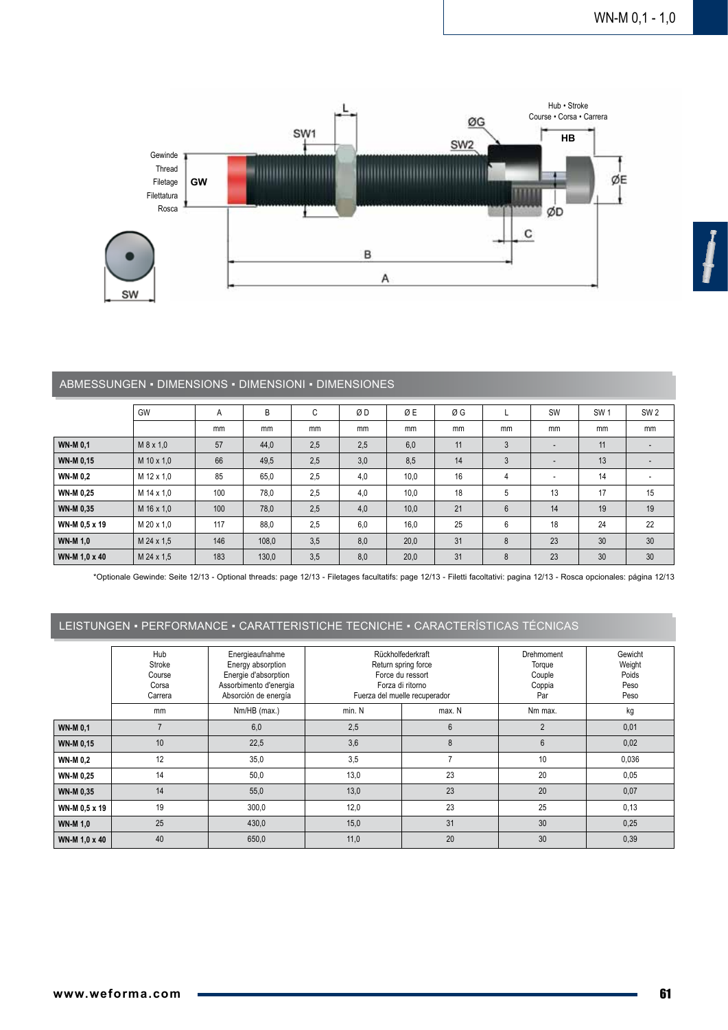Gewinde
Thread
Filetage
Filettatura
Rosca

GW, SW1, L, ØG, SW2, Hub • Stroke, Course • Corsa • Carrera, HB, ØE, ØD, C, B, A, SW

## ABMESSUNGEN • DIMENSIONS • DIMENSIONI • DIMENSIONES

| | GW | A | B | C | Ø D | Ø E | Ø G | L | SW | SW 1 | SW 2 |
|---|---|---|---|---|---|---|---|---|---|---|---|
| | | mm | mm | mm | mm | mm | mm | mm | mm | mm | mm |
| **WN-M 0,1** | M 8 x 1,0 | 57 | 44,0 | 2,5 | 2,5 | 6,0 | 11 | 3 | - | 11 | - |
| **WN-M 0,15** | M 10 x 1,0 | 66 | 49,5 | 2,5 | 3,0 | 8,5 | 14 | 3 | - | 13 | - |
| **WN-M 0,2** | M 12 x 1,0 | 85 | 65,0 | 2,5 | 4,0 | 10,0 | 16 | 4 | - | 14 | - |
| **WN-M 0,25** | M 14 x 1,0 | 100 | 78,0 | 2,5 | 4,0 | 10,0 | 18 | 5 | 13 | 17 | 15 |
| **WN-M 0,35** | M 16 x 1,0 | 100 | 78,0 | 2,5 | 4,0 | 10,0 | 21 | 6 | 14 | 19 | 19 |
| **WN-M 0,5 x 19** | M 20 x 1,0 | 117 | 88,0 | 2,5 | 6,0 | 16,0 | 25 | 6 | 18 | 24 | 22 |
| **WN-M 1,0** | M 24 x 1,5 | 146 | 108,0 | 3,5 | 8,0 | 20,0 | 31 | 8 | 23 | 30 | 30 |
| **WN-M 1,0 x 40** | M 24 x 1,5 | 183 | 130,0 | 3,5 | 8,0 | 20,0 | 31 | 8 | 23 | 30 | 30 |

*Optionale Gewinde: Seite 12/13 - Optional threads: page 12/13 - Filetages facultatifs: page 12/13 - Filetti facoltativi: pagina 12/13 - Rosca opcionales: página 12/13

## LEISTUNGEN • PERFORMANCE • CARATTERISTICHE TECNICHE • CARACTERÍSTICAS TÉCNICAS

| | Hub<br>Stroke<br>Course<br>Corsa<br>Carrera | Energieaufnahme<br>Energy absorption<br>Energie d'absorption<br>Assorbimento d'energia<br>Absorción de energía | Rückholfederkraft<br>Return spring force<br>Force du ressort<br>Forza di ritorno<br>Fuerza del muelle recuperador | | Drehmoment<br>Torque<br>Couple<br>Coppia<br>Par | Gewicht<br>Weight<br>Poids<br>Peso<br>Peso |
|---|---|---|---|---|---|---|
| | mm | Nm/HB (max.) | min. N | max. N | Nm max. | kg |
| **WN-M 0,1** | 7 | 6,0 | 2,5 | 6 | 2 | 0,01 |
| **WN-M 0,15** | 10 | 22,5 | 3,6 | 8 | 6 | 0,02 |
| **WN-M 0,2** | 12 | 35,0 | 3,5 | 7 | 10 | 0,036 |
| **WN-M 0,25** | 14 | 50,0 | 13,0 | 23 | 20 | 0,05 |
| **WN-M 0,35** | 14 | 55,0 | 13,0 | 23 | 20 | 0,07 |
| **WN-M 0,5 x 19** | 19 | 300,0 | 12,0 | 23 | 25 | 0,13 |
| **WN-M 1,0** | 25 | 430,0 | 15,0 | 31 | 30 | 0,25 |
| **WN-M 1,0 x 40** | 40 | 650,0 | 11,0 | 20 | 30 | 0,39 |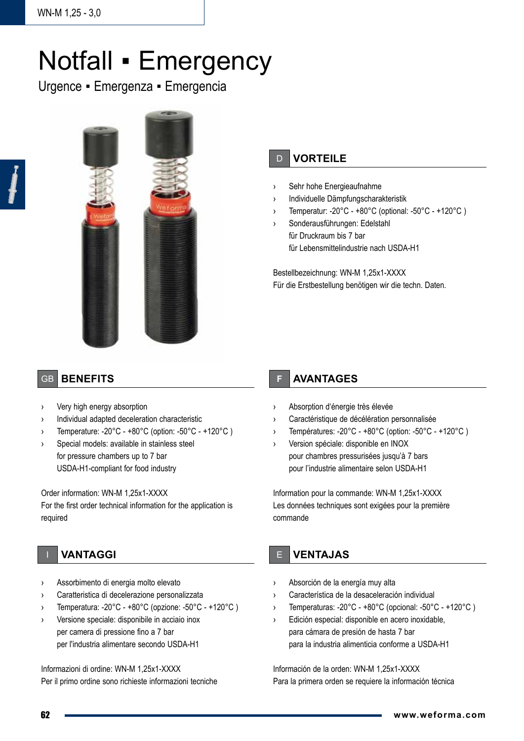WN-M 1,25 - 3,0

# Notfall ▪ Emergency

Urgence ▪ Emergenza ▪ Emergencia

## D VORTEILE

- Sehr hohe Energieaufnahme
- Individuelle Dämpfungscharakteristik
- Temperatur: -20°C - +80°C (optional: -50°C - +120°C )
- Sonderausführungen: Edelstahl
  für Druckraum bis 7 bar
  für Lebensmittelindustrie nach USDA-H1

Bestellbezeichnung: WN-M 1,25x1-XXXX
Für die Erstbestellung benötigen wir die techn. Daten.

## GB BENEFITS

- Very high energy absorption
- Individual adapted deceleration characteristic
- Temperature: -20°C - +80°C (option: -50°C - +120°C )
- Special models: available in stainless steel
  for pressure chambers up to 7 bar
  USDA-H1-compliant for food industry

Order information: WN-M 1,25x1-XXXX
For the first order technical information for the application is required

## F AVANTAGES

- Absorption d'énergie très élevée
- Caractéristique de décélération personnalisée
- Températures: -20°C - +80°C (option: -50°C - +120°C )
- Version spéciale: disponible en INOX
  pour chambres pressurisées jusqu'à 7 bars
  pour l'industrie alimentaire selon USDA-H1

Information pour la commande: WN-M 1,25x1-XXXX
Les données techniques sont exigées pour la première commande

## I VANTAGGI

- Assorbimento di energia molto elevato
- Caratteristica di decelerazione personalizzata
- Temperatura: -20°C - +80°C (opzione: -50°C - +120°C )
- Versione speciale: disponibile in acciaio inox
  per camera di pressione fino a 7 bar
  per l'industria alimentare secondo USDA-H1

Informazioni di ordine: WN-M 1,25x1-XXXX
Per il primo ordine sono richieste informazioni tecniche

## E VENTAJAS

- Absorción de la energía muy alta
- Característica de la desaceleración individual
- Temperaturas: -20°C - +80°C (opcional: -50°C - +120°C )
- Edición especial: disponible en acero inoxidable,
  para cámara de presión de hasta 7 bar
  para la industria alimenticia conforme a USDA-H1

Información de la orden: WN-M 1,25x1-XXXX
Para la primera orden se requiere la información técnica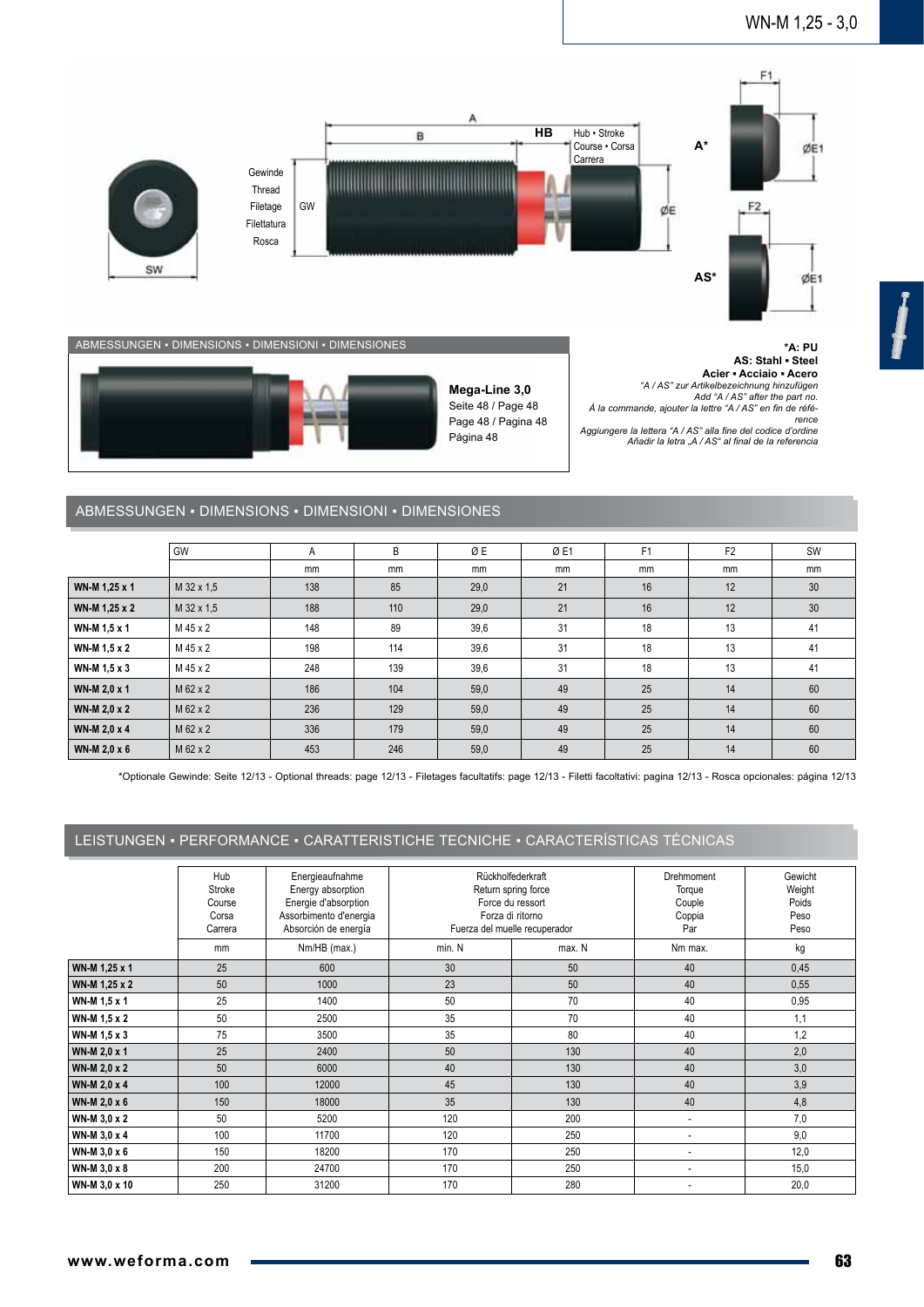# WN-M 1,25 - 3,0

Gewinde
Thread
Filetage
Filettatura
Rosca

GW

A

B

HB

Hub • Stroke
Course • Corsa
Carrera

ØE

SW

A*

F1

ØE1

F2

AS*

ØE1

ABMESSUNGEN • DIMENSIONS • DIMENSIONI • DIMENSIONES

**Mega-Line 3,0**
Seite 48 / Page 48
Page 48 / Pagina 48
Página 48

***A: PU**
**AS: Stahl • Steel**
**Acier • Acciaio • Acero**
*"A / AS" zur Artikelbezeichnung hinzufügen*
*Add "A / AS" after the part no.*
*À la commande, ajouter la lettre "A / AS" en fin de référence*
*Aggiungere la lettera "A / AS" alla fine del codice d'ordine*
*Añadir la letra „A / AS" al final de la referencia*

## ABMESSUNGEN • DIMENSIONS • DIMENSIONI • DIMENSIONES

| | GW | A | B | Ø E | Ø E1 | F1 | F2 | SW |
|---|---|---|---|---|---|---|---|---|
| | | mm | mm | mm | mm | mm | mm | mm |
| **WN-M 1,25 x 1** | M 32 x 1,5 | 138 | 85 | 29,0 | 21 | 16 | 12 | 30 |
| **WN-M 1,25 x 2** | M 32 x 1,5 | 188 | 110 | 29,0 | 21 | 16 | 12 | 30 |
| **WN-M 1,5 x 1** | M 45 x 2 | 148 | 89 | 39,6 | 31 | 18 | 13 | 41 |
| **WN-M 1,5 x 2** | M 45 x 2 | 198 | 114 | 39,6 | 31 | 18 | 13 | 41 |
| **WN-M 1,5 x 3** | M 45 x 2 | 248 | 139 | 39,6 | 31 | 18 | 13 | 41 |
| **WN-M 2,0 x 1** | M 62 x 2 | 186 | 104 | 59,0 | 49 | 25 | 14 | 60 |
| **WN-M 2,0 x 2** | M 62 x 2 | 236 | 129 | 59,0 | 49 | 25 | 14 | 60 |
| **WN-M 2,0 x 4** | M 62 x 2 | 336 | 179 | 59,0 | 49 | 25 | 14 | 60 |
| **WN-M 2,0 x 6** | M 62 x 2 | 453 | 246 | 59,0 | 49 | 25 | 14 | 60 |

*Optionale Gewinde: Seite 12/13 - Optional threads: page 12/13 - Filetages facultatifs: page 12/13 - Filetti facoltativi: pagina 12/13 - Rosca opcionales: página 12/13

## LEISTUNGEN • PERFORMANCE • CARATTERISTICHE TECNICHE • CARACTERÍSTICAS TÉCNICAS

| | Hub / Stroke / Course / Corsa / Carrera | Energieaufnahme / Energy absorption / Energie d'absorption / Assorbimento d'energia / Absorción de energía | Rückholfederkraft / Return spring force / Force du ressort / Forza di ritorno / Fuerza del muelle recuperador | | Drehmoment / Torque / Couple / Coppia / Par | Gewicht / Weight / Poids / Peso / Peso |
|---|---|---|---|---|---|---|
| | mm | Nm/HB (max.) | min. N | max. N | Nm max. | kg |
| **WN-M 1,25 x 1** | 25 | 600 | 30 | 50 | 40 | 0,45 |
| **WN-M 1,25 x 2** | 50 | 1000 | 23 | 50 | 40 | 0,55 |
| **WN-M 1,5 x 1** | 25 | 1400 | 50 | 70 | 40 | 0,95 |
| **WN-M 1,5 x 2** | 50 | 2500 | 35 | 70 | 40 | 1,1 |
| **WN-M 1,5 x 3** | 75 | 3500 | 35 | 80 | 40 | 1,2 |
| **WN-M 2,0 x 1** | 25 | 2400 | 50 | 130 | 40 | 2,0 |
| **WN-M 2,0 x 2** | 50 | 6000 | 40 | 130 | 40 | 3,0 |
| **WN-M 2,0 x 4** | 100 | 12000 | 45 | 130 | 40 | 3,9 |
| **WN-M 2,0 x 6** | 150 | 18000 | 35 | 130 | 40 | 4,8 |
| **WN-M 3,0 x 2** | 50 | 5200 | 120 | 200 | - | 7,0 |
| **WN-M 3,0 x 4** | 100 | 11700 | 120 | 250 | - | 9,0 |
| **WN-M 3,0 x 6** | 150 | 18200 | 170 | 250 | - | 12,0 |
| **WN-M 3,0 x 8** | 200 | 24700 | 170 | 250 | - | 15,0 |
| **WN-M 3,0 x 10** | 250 | 31200 | 170 | 280 | - | 20,0 |

www.weforma.com